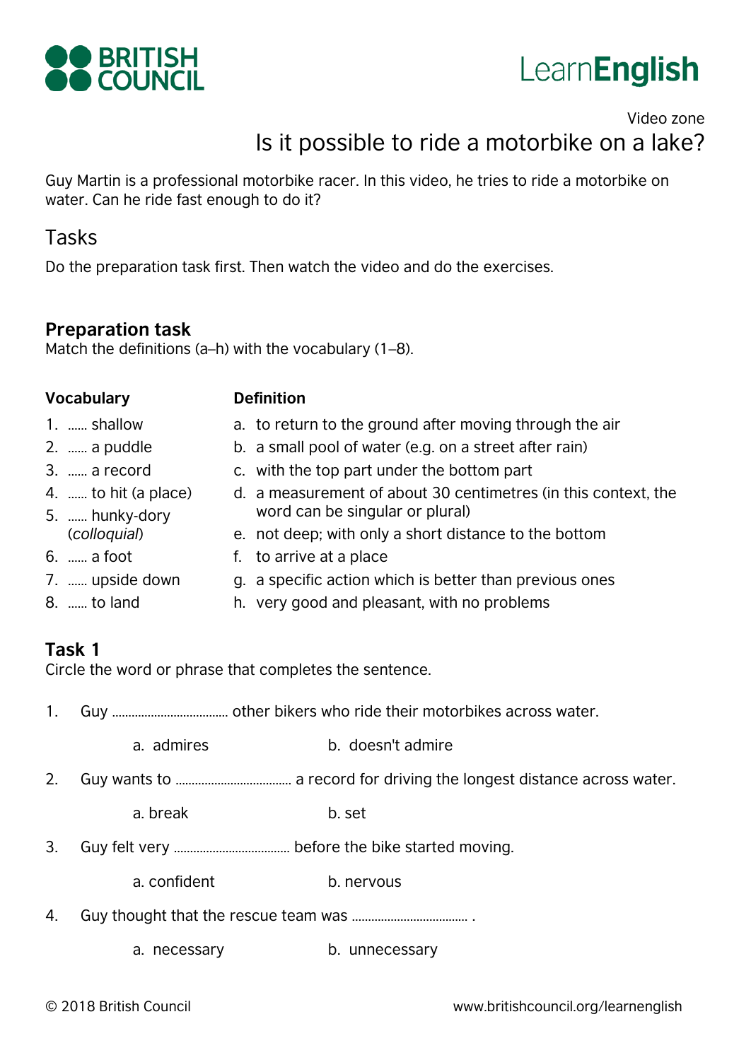BRITISH COUNCIL

LearnEnglish

Video zone

# Is it possible to ride a motorbike on a lake?

Guy Martin is a professional motorbike racer. In this video, he tries to ride a motorbike on water. Can he ride fast enough to do it?

## Tasks

Do the preparation task first. Then watch the video and do the exercises.

### Preparation task

Match the definitions (a–h) with the vocabulary (1–8).

| Vocabulary | Definition |
|---|---|
| 1. …… shallow | a. to return to the ground after moving through the air |
| 2. …… a puddle | b. a small pool of water (e.g. on a street after rain) |
| 3. …… a record | c. with the top part under the bottom part |
| 4. …… to hit (a place) | d. a measurement of about 30 centimetres (in this context, the word can be singular or plural) |
| 5. …… hunky-dory (*colloquial*) | e. not deep; with only a short distance to the bottom |
| 6. …… a foot | f. to arrive at a place |
| 7. …… upside down | g. a specific action which is better than previous ones |
| 8. …… to land | h. very good and pleasant, with no problems |

### Task 1

Circle the word or phrase that completes the sentence.

1. Guy ……………………………… other bikers who ride their motorbikes across water.

   a. admires &nbsp;&nbsp;&nbsp;&nbsp; b. doesn't admire

2. Guy wants to ……………………………… a record for driving the longest distance across water.

   a. break &nbsp;&nbsp;&nbsp;&nbsp; b. set

3. Guy felt very ……………………………… before the bike started moving.

   a. confident &nbsp;&nbsp;&nbsp;&nbsp; b. nervous

4. Guy thought that the rescue team was ……………………………… .

   a. necessary &nbsp;&nbsp;&nbsp;&nbsp; b. unnecessary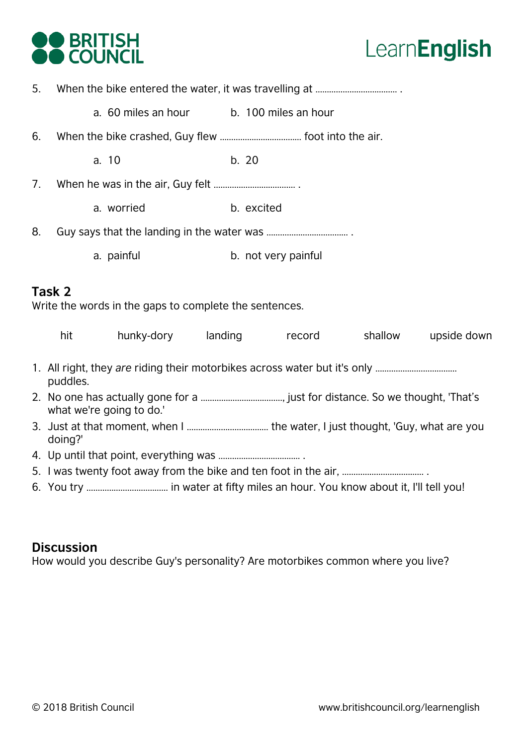5. When the bike entered the water, it was travelling at ................................... .

   a. 60 miles an hour b. 100 miles an hour

6. When the bike crashed, Guy flew ................................... foot into the air.

   a. 10 b. 20

7. When he was in the air, Guy felt ................................... .

   a. worried b. excited

8. Guy says that the landing in the water was ................................... .

   a. painful b. not very painful

## Task 2

Write the words in the gaps to complete the sentences.

| hit | hunky-dory | landing | record | shallow | upside down |
|---|---|---|---|---|---|

1. All right, they *are* riding their motorbikes across water but it's only ................................... puddles.
2. No one has actually gone for a ..................................., just for distance. So we thought, 'That's what we're going to do.'
3. Just at that moment, when I ................................... the water, I just thought, 'Guy, what are you doing?'
4. Up until that point, everything was ................................... .
5. I was twenty foot away from the bike and ten foot in the air, ................................... .
6. You try ................................... in water at fifty miles an hour. You know about it, I'll tell you!

## Discussion

How would you describe Guy's personality? Are motorbikes common where you live?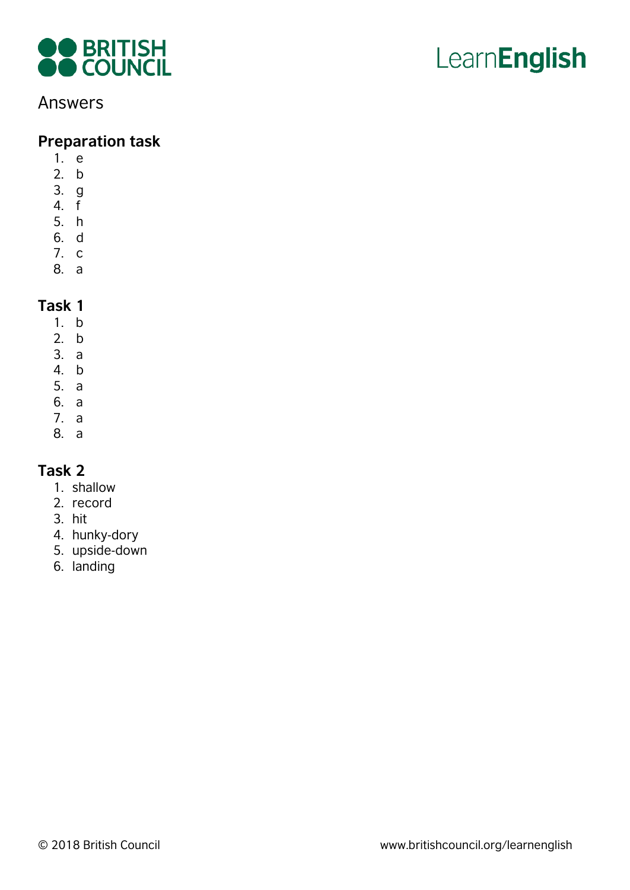# Answers

## Preparation task

1. e
2. b
3. g
4. f
5. h
6. d
7. c
8. a

## Task 1

1. b
2. b
3. a
4. b
5. a
6. a
7. a
8. a

## Task 2

1. shallow
2. record
3. hit
4. hunky-dory
5. upside-down
6. landing